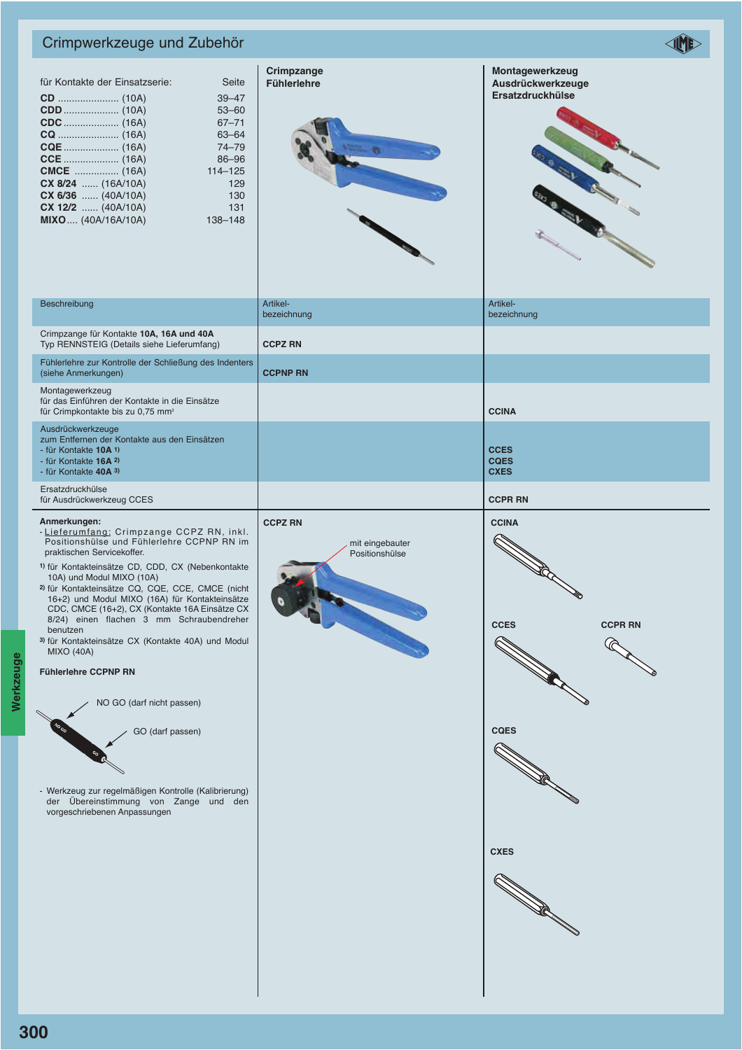# Crimpwerkzeuge und Zubehör

| für Kontakte der Einsatzserie: | | Seite |
|---|---|---|
| **CD** | (10A) | 39–47 |
| **CDD** | (10A) | 53–60 |
| **CDC** | (16A) | 67–71 |
| **CQ** | (16A) | 63–64 |
| **CQE** | (16A) | 74–79 |
| **CCE** | (16A) | 86–96 |
| **CMCE** | (16A) | 114–125 |
| **CX 8/24** | (16A/10A) | 129 |
| **CX 6/36** | (40A/10A) | 130 |
| **CX 12/2** | (40A/10A) | 131 |
| **MIXO** | (40A/16A/10A) | 138–148 |

**Crimpzange**
**Fühlerlehre**

**Montagewerkzeug**
**Ausdrückwerkzeuge**
**Ersatzdruckhülse**

| Beschreibung | Artikel-bezeichnung | Artikel-bezeichnung |
|---|---|---|
| Crimpzange für Kontakte **10A, 16A und 40A**<br>Typ RENNSTEIG (Details siehe Lieferumfang) | **CCPZ RN** | |
| Fühlerlehre zur Kontrolle der Schließung des Indenters (siehe Anmerkungen) | **CCPNP RN** | |
| Montagewerkzeug<br>für das Einführen der Kontakte in die Einsätze<br>für Crimpkontakte bis zu 0,75 mm² | | **CCINA** |
| Ausdrückwerkzeuge<br>zum Entfernen der Kontakte aus den Einsätzen<br>- für Kontakte **10A** [1]<br>- für Kontakte **16A** [2]<br>- für Kontakte **40A** [3] | | **CCES**<br>**CQES**<br>**CXES** |
| Ersatzdruckhülse<br>für Ausdrückwerkzeug CCES | | **CCPR RN** |

**Anmerkungen:**

- Lieferumfang: Crimpzange CCPZ RN, inkl. Positionshülse und Fühlerlehre CCPNP RN im praktischen Servicekoffer.

[1] für Kontakteinsätze CD, CDD, CX (Nebenkontakte 10A) und Modul MIXO (10A)

[2] für Kontakteinsätze CQ, CQE, CCE, CMCE (nicht 16+2) und Modul MIXO (16A) für Kontakteinsätze CDC, CMCE (16+2), CX (Kontakte 16A Einsätze CX 8/24) einen flachen 3 mm Schraubendreher benutzen

[3] für Kontakteinsätze CX (Kontakte 40A) und Modul MIXO (40A)

**Fühlerlehre CCPNP RN**

NO GO (darf nicht passen)

GO (darf passen)

- Werkzeug zur regelmäßigen Kontrolle (Kalibrierung) der Übereinstimmung von Zange und den vorgeschriebenen Anpassungen

**CCPZ RN**

mit eingebauter Positionshülse

**CCINA**

**CCES**

**CCPR RN**

**CQES**

**CXES**

Werkzeuge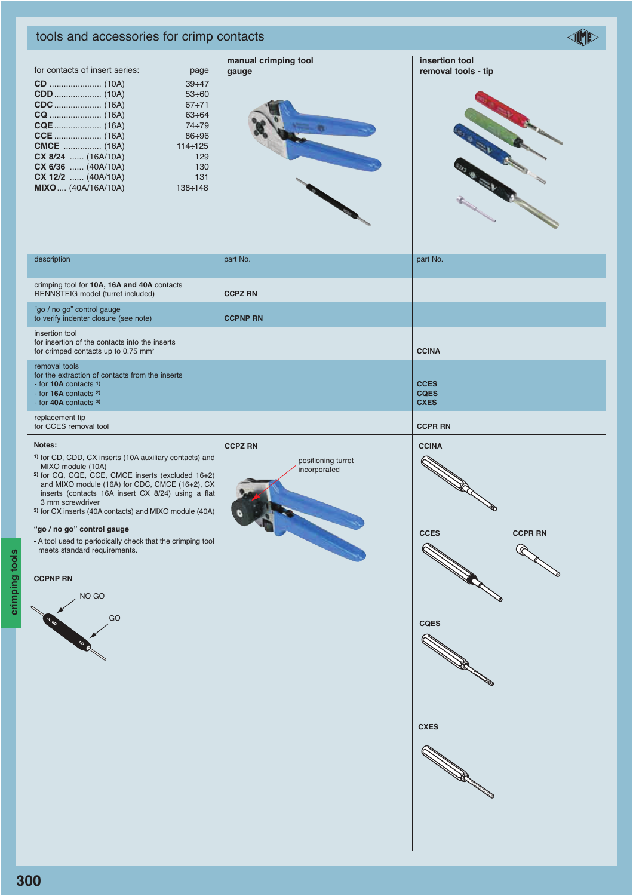# tools and accessories for crimp contacts

| for contacts of insert series: | | page |
|---|---|---|
| **CD** | (10A) | 39÷47 |
| **CDD** | (10A) | 53÷60 |
| **CDC** | (16A) | 67÷71 |
| **CQ** | (16A) | 63÷64 |
| **CQE** | (16A) | 74÷79 |
| **CCE** | (16A) | 86÷96 |
| **CMCE** | (16A) | 114÷125 |
| **CX 8/24** | (16A/10A) | 129 |
| **CX 6/36** | (40A/10A) | 130 |
| **CX 12/2** | (40A/10A) | 131 |
| **MIXO** | (40A/16A/10A) | 138÷148 |

| description | manual crimping tool / gauge — part No. | insertion tool / removal tools - tip — part No. |
|---|---|---|
| crimping tool for **10A, 16A and 40A** contacts RENNSTEIG model (turret included) | **CCPZ RN** | |
| "go / no go" control gauge to verify indenter closure (see note) | **CCPNP RN** | |
| insertion tool for insertion of the contacts into the inserts for crimped contacts up to 0.75 mm² | | **CCINA** |
| removal tools for the extraction of contacts from the inserts<br>- for **10A** contacts [1]<br>- for **16A** contacts [2]<br>- for **40A** contacts [3] | | **CCES**<br>**CQES**<br>**CXES** |
| replacement tip for CCES removal tool | | **CCPR RN** |

**Notes:**

[1] for CD, CDD, CX inserts (10A auxiliary contacts) and MIXO module (10A)

[2] for CQ, CQE, CCE, CMCE inserts (excluded 16+2) and MIXO module (16A) for CDC, CMCE (16+2), CX inserts (contacts 16A insert CX 8/24) using a flat 3 mm screwdriver

[3] for CX inserts (40A contacts) and MIXO module (40A)

**"go / no go" control gauge**

- A tool used to periodically check that the crimping tool meets standard requirements.

**CCPNP RN**

NO GO

GO

**CCPZ RN**

positioning turret incorporated

**CCINA**

**CCES**

**CCPR RN**

**CQES**

**CXES**

crimping tools